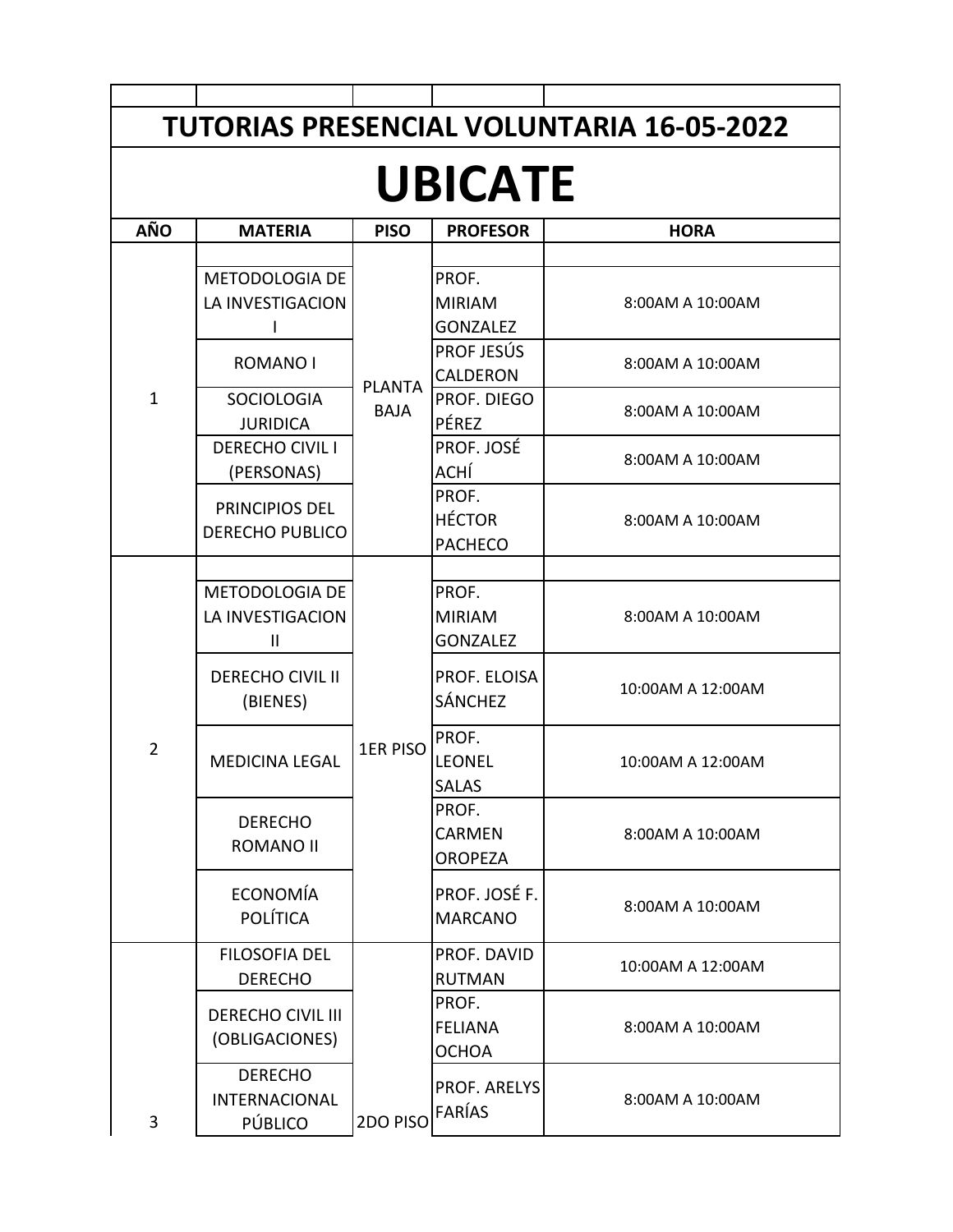# TUTORIAS PRESENCIAL VOLUNTARIA 16-05-2022

# UBICATE

| AÑO | MATERIA | PISO | PROFESOR | HORA |
|---|---|---|---|---|
| 1 | | PLANTA BAJA | | |
| | METODOLOGIA DE LA INVESTIGACION I | | PROF. MIRIAM GONZALEZ | 8:00AM A 10:00AM |
| | ROMANO I | | PROF JESÚS CALDERON | 8:00AM A 10:00AM |
| | SOCIOLOGIA JURIDICA | | PROF. DIEGO PÉREZ | 8:00AM A 10:00AM |
| | DERECHO CIVIL I (PERSONAS) | | PROF. JOSÉ ACHÍ | 8:00AM A 10:00AM |
| | PRINCIPIOS DEL DERECHO PUBLICO | | PROF. HÉCTOR PACHECO | 8:00AM A 10:00AM |
| 2 | | 1ER PISO | | |
| | METODOLOGIA DE LA INVESTIGACION II | | PROF. MIRIAM GONZALEZ | 8:00AM A 10:00AM |
| | DERECHO CIVIL II (BIENES) | | PROF. ELOISA SÁNCHEZ | 10:00AM A 12:00AM |
| | MEDICINA LEGAL | | PROF. LEONEL SALAS | 10:00AM A 12:00AM |
| | DERECHO ROMANO II | | PROF. CARMEN OROPEZA | 8:00AM A 10:00AM |
| | ECONOMÍA POLÍTICA | | PROF. JOSÉ F. MARCANO | 8:00AM A 10:00AM |
| 3 | FILOSOFIA DEL DERECHO | 2DO PISO | PROF. DAVID RUTMAN | 10:00AM A 12:00AM |
| | DERECHO CIVIL III (OBLIGACIONES) | | PROF. FELIANA OCHOA | 8:00AM A 10:00AM |
| | DERECHO INTERNACIONAL PÚBLICO | | PROF. ARELYS FARÍAS | 8:00AM A 10:00AM |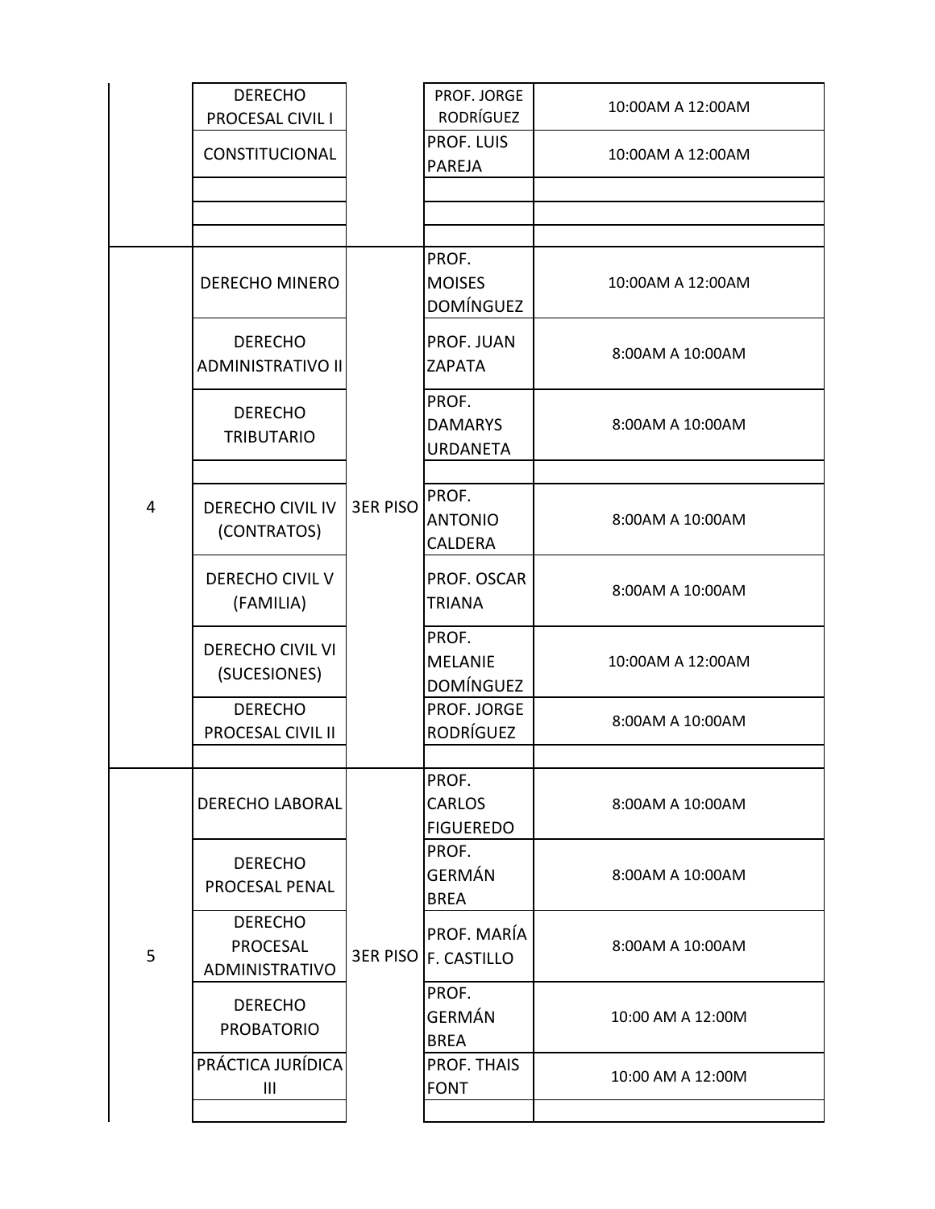| | | | | |
|---|---|---|---|---|
| | DERECHO PROCESAL CIVIL I | | PROF. JORGE RODRÍGUEZ | 10:00AM A 12:00AM |
| | CONSTITUCIONAL | | PROF. LUIS PAREJA | 10:00AM A 12:00AM |
| | | | | |
| | | | | |
| | | | | |
| 4 | DERECHO MINERO | 3ER PISO | PROF. MOISES DOMÍNGUEZ | 10:00AM A 12:00AM |
| | DERECHO ADMINISTRATIVO II | | PROF. JUAN ZAPATA | 8:00AM A 10:00AM |
| | DERECHO TRIBUTARIO | | PROF. DAMARYS URDANETA | 8:00AM A 10:00AM |
| | | | | |
| | DERECHO CIVIL IV (CONTRATOS) | | PROF. ANTONIO CALDERA | 8:00AM A 10:00AM |
| | DERECHO CIVIL V (FAMILIA) | | PROF. OSCAR TRIANA | 8:00AM A 10:00AM |
| | DERECHO CIVIL VI (SUCESIONES) | | PROF. MELANIE DOMÍNGUEZ | 10:00AM A 12:00AM |
| | DERECHO PROCESAL CIVIL II | | PROF. JORGE RODRÍGUEZ | 8:00AM A 10:00AM |
| | | | | |
| 5 | DERECHO LABORAL | 3ER PISO | PROF. CARLOS FIGUEREDO | 8:00AM A 10:00AM |
| | DERECHO PROCESAL PENAL | | PROF. GERMÁN BREA | 8:00AM A 10:00AM |
| | DERECHO PROCESAL ADMINISTRATIVO | | PROF. MARÍA F. CASTILLO | 8:00AM A 10:00AM |
| | DERECHO PROBATORIO | | PROF. GERMÁN BREA | 10:00 AM A 12:00M |
| | PRÁCTICA JURÍDICA III | | PROF. THAIS FONT | 10:00 AM A 12:00M |
| | | | | |